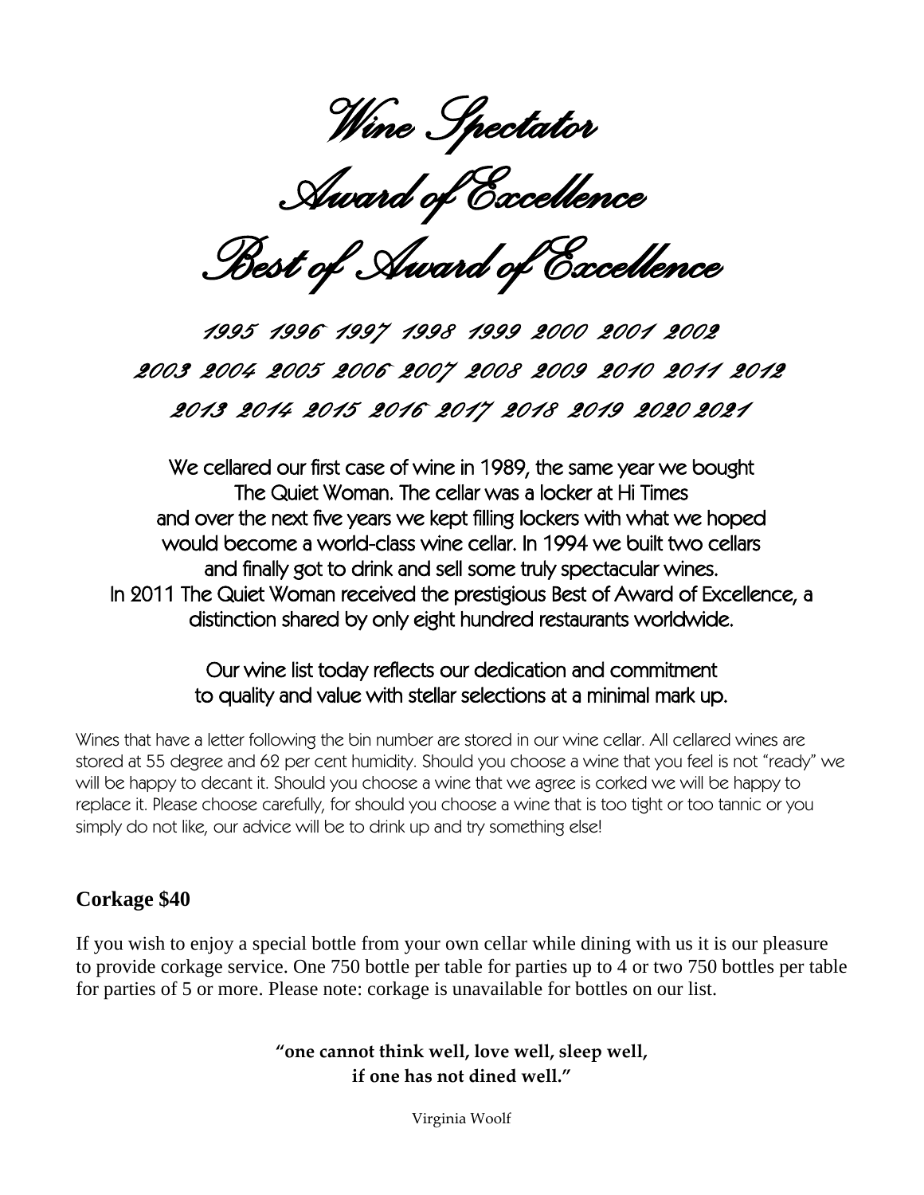# Wine Spectator

# Award of Excellence

# Best of Award of Excellence

1995 1996 1997 1998 1999 2000 2001 2002
2003 2004 2005 2006 2007 2008 2009 2010 2011 2012
2013 2014 2015 2016 2017 2018 2019 2020 2021

We cellared our first case of wine in 1989, the same year we bought The Quiet Woman. The cellar was a locker at Hi Times and over the next five years we kept filling lockers with what we hoped would become a world-class wine cellar. In 1994 we built two cellars and finally got to drink and sell some truly spectacular wines. In 2011 The Quiet Woman received the prestigious Best of Award of Excellence, a distinction shared by only eight hundred restaurants worldwide.

Our wine list today reflects our dedication and commitment to quality and value with stellar selections at a minimal mark up.

Wines that have a letter following the bin number are stored in our wine cellar. All cellared wines are stored at 55 degree and 62 per cent humidity. Should you choose a wine that you feel is not "ready" we will be happy to decant it. Should you choose a wine that we agree is corked we will be happy to replace it. Please choose carefully, for should you choose a wine that is too tight or too tannic or you simply do not like, our advice will be to drink up and try something else!

**Corkage $40**

If you wish to enjoy a special bottle from your own cellar while dining with us it is our pleasure to provide corkage service. One 750 bottle per table for parties up to 4 or two 750 bottles per table for parties of 5 or more. Please note: corkage is unavailable for bottles on our list.

**"one cannot think well, love well, sleep well, if one has not dined well."**

Virginia Woolf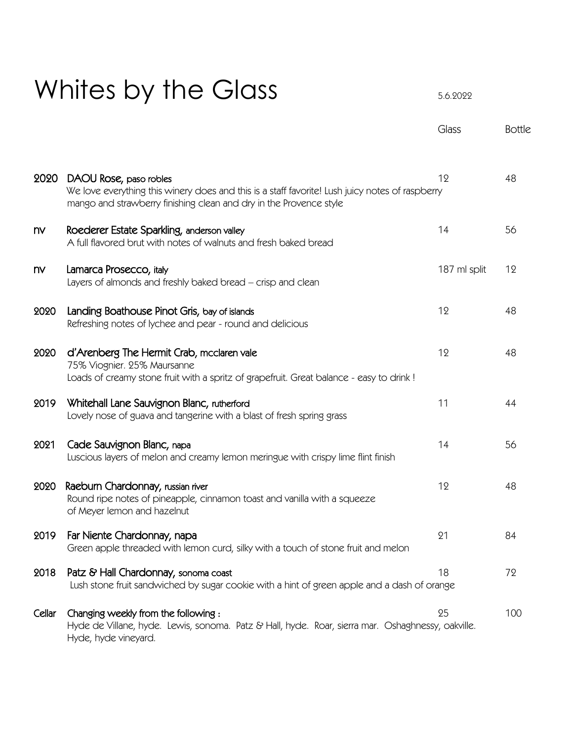# Whites by the Glass

5.6.2022

| | | Glass | Bottle |
|---|---|---|---|
| 2020 | **DAOU Rose,** paso robles<br>We love everything this winery does and this is a staff favorite! Lush juicy notes of raspberry mango and strawberry finishing clean and dry in the Provence style | 12 | 48 |
| nv | **Roederer Estate Sparkling,** anderson valley<br>A full flavored brut with notes of walnuts and fresh baked bread | 14 | 56 |
| nv | **Lamarca Prosecco,** italy<br>Layers of almonds and freshly baked bread – crisp and clean | 187 ml split | 12 |
| 2020 | **Landing Boathouse Pinot Gris,** bay of islands<br>Refreshing notes of lychee and pear - round and delicious | 12 | 48 |
| 2020 | **d'Arenberg The Hermit Crab,** mcclaren vale<br>75% Viognier. 25% Maursanne<br>Loads of creamy stone fruit with a spritz of grapefruit. Great balance - easy to drink ! | 12 | 48 |
| 2019 | **Whitehall Lane Sauvignon Blanc,** rutherford<br>Lovely nose of guava and tangerine with a blast of fresh spring grass | 11 | 44 |
| 2021 | **Cade Sauvignon Blanc,** napa<br>Luscious layers of melon and creamy lemon meringue with crispy lime flint finish | 14 | 56 |
| 2020 | **Raeburn Chardonnay,** russian river<br>Round ripe notes of pineapple, cinnamon toast and vanilla with a squeeze of Meyer lemon and hazelnut | 12 | 48 |
| 2019 | **Far Niente Chardonnay,** napa<br>Green apple threaded with lemon curd, silky with a touch of stone fruit and melon | 21 | 84 |
| 2018 | **Patz & Hall Chardonnay,** sonoma coast<br>Lush stone fruit sandwiched by sugar cookie with a hint of green apple and a dash of orange | 18 | 72 |
| Cellar | **Changing weekly from the following :**<br>Hyde de Villane, hyde. Lewis, sonoma. Patz & Hall, hyde. Roar, sierra mar. Oshaghnessy, oakville. Hyde, hyde vineyard. | 25 | 100 |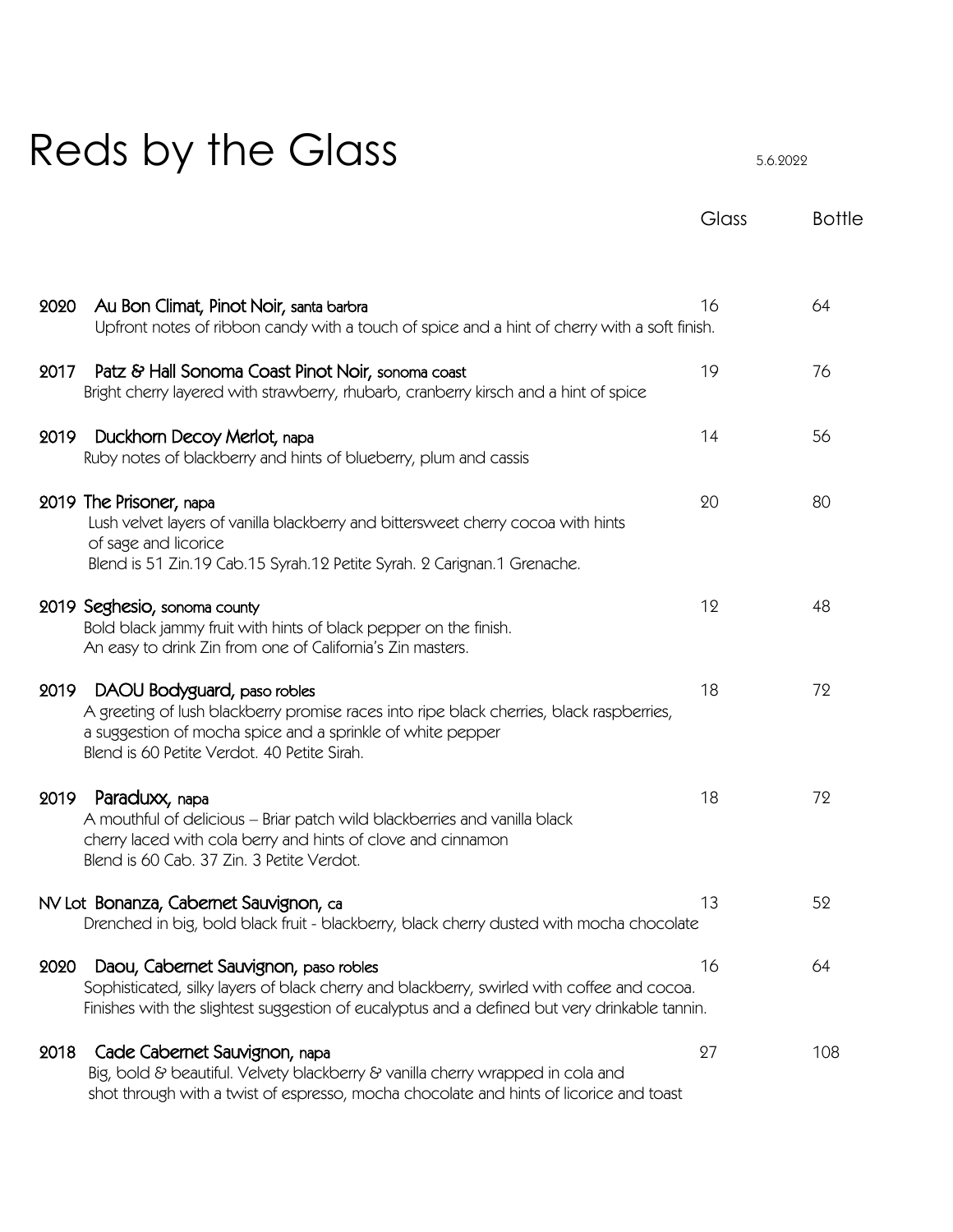# Reds by the Glass

5.6.2022

| | Glass | Bottle |
|---|---|---|
| **2020 Au Bon Climat, Pinot Noir,** santa barbra<br>Upfront notes of ribbon candy with a touch of spice and a hint of cherry with a soft finish. | 16 | 64 |
| **2017 Patz & Hall Sonoma Coast Pinot Noir,** sonoma coast<br>Bright cherry layered with strawberry, rhubarb, cranberry kirsch and a hint of spice | 19 | 76 |
| **2019 Duckhorn Decoy Merlot,** napa<br>Ruby notes of blackberry and hints of blueberry, plum and cassis | 14 | 56 |
| **2019 The Prisoner,** napa<br>Lush velvet layers of vanilla blackberry and bittersweet cherry cocoa with hints of sage and licorice<br>Blend is 51 Zin.19 Cab.15 Syrah.12 Petite Syrah. 2 Carignan.1 Grenache. | 20 | 80 |
| **2019 Seghesio,** sonoma county<br>Bold black jammy fruit with hints of black pepper on the finish.<br>An easy to drink Zin from one of California's Zin masters. | 12 | 48 |
| **2019 DAOU Bodyguard,** paso robles<br>A greeting of lush blackberry promise races into ripe black cherries, black raspberries, a suggestion of mocha spice and a sprinkle of white pepper<br>Blend is 60 Petite Verdot. 40 Petite Sirah. | 18 | 72 |
| **2019 Paraduxx,** napa<br>A mouthful of delicious – Briar patch wild blackberries and vanilla black cherry laced with cola berry and hints of clove and cinnamon<br>Blend is 60 Cab. 37 Zin. 3 Petite Verdot. | 18 | 72 |
| **NV Lot Bonanza, Cabernet Sauvignon,** ca<br>Drenched in big, bold black fruit - blackberry, black cherry dusted with mocha chocolate | 13 | 52 |
| **2020 Daou, Cabernet Sauvignon,** paso robles<br>Sophisticated, silky layers of black cherry and blackberry, swirled with coffee and cocoa. Finishes with the slightest suggestion of eucalyptus and a defined but very drinkable tannin. | 16 | 64 |
| **2018 Cade Cabernet Sauvignon,** napa<br>Big, bold & beautiful. Velvety blackberry & vanilla cherry wrapped in cola and shot through with a twist of espresso, mocha chocolate and hints of licorice and toast | 27 | 108 |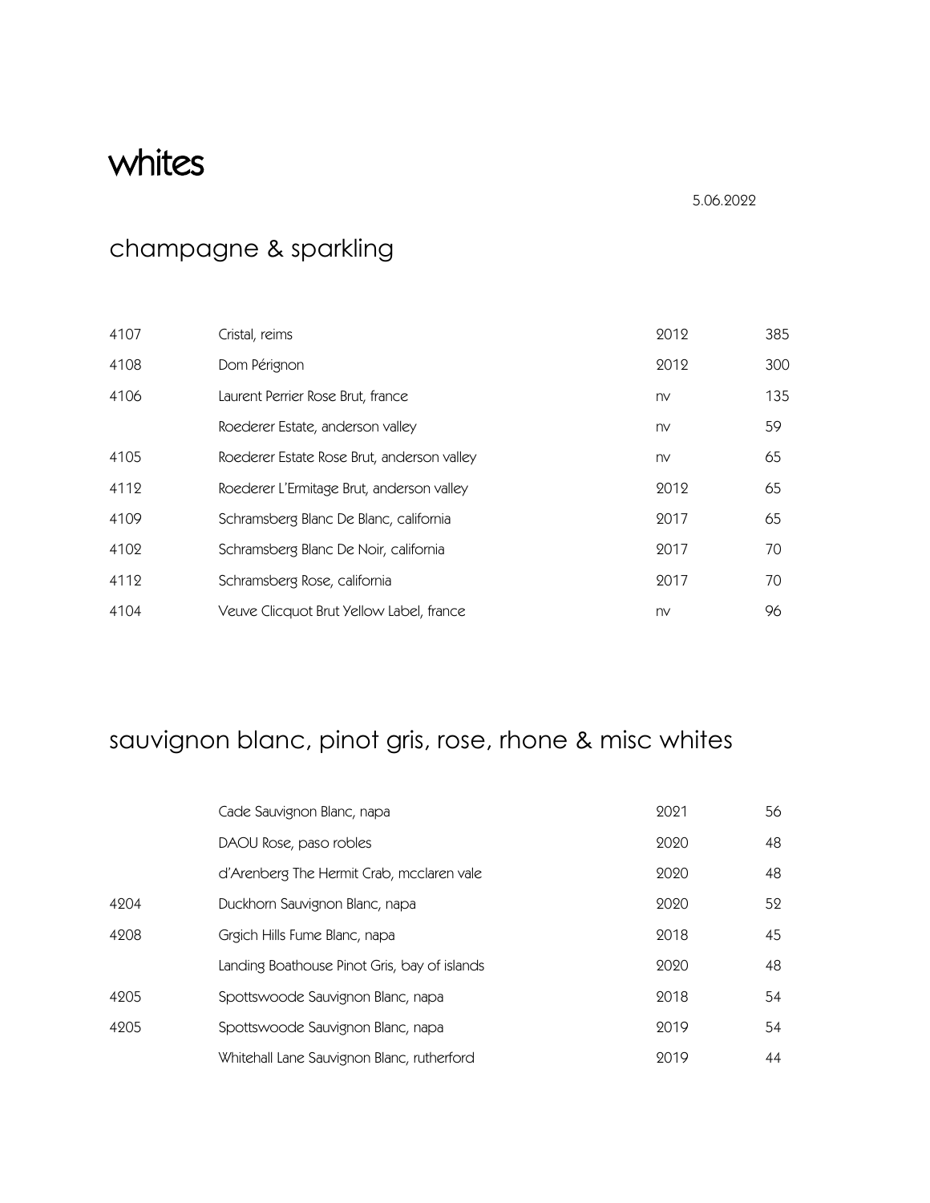# whites

5.06.2022

## champagne & sparkling

| | | | |
|---|---|---|---|
| 4107 | Cristal, reims | 2012 | 385 |
| 4108 | Dom Pérignon | 2012 | 300 |
| 4106 | Laurent Perrier Rose Brut, france | nv | 135 |
| | Roederer Estate, anderson valley | nv | 59 |
| 4105 | Roederer Estate Rose Brut, anderson valley | nv | 65 |
| 4112 | Roederer L'Ermitage Brut, anderson valley | 2012 | 65 |
| 4109 | Schramsberg Blanc De Blanc, california | 2017 | 65 |
| 4102 | Schramsberg Blanc De Noir, california | 2017 | 70 |
| 4112 | Schramsberg Rose, california | 2017 | 70 |
| 4104 | Veuve Clicquot Brut Yellow Label, france | nv | 96 |

## sauvignon blanc, pinot gris, rose, rhone & misc whites

| | | | |
|---|---|---|---|
| | Cade Sauvignon Blanc, napa | 2021 | 56 |
| | DAOU Rose, paso robles | 2020 | 48 |
| | d'Arenberg The Hermit Crab, mcclaren vale | 2020 | 48 |
| 4204 | Duckhorn Sauvignon Blanc, napa | 2020 | 52 |
| 4208 | Grgich Hills Fume Blanc, napa | 2018 | 45 |
| | Landing Boathouse Pinot Gris, bay of islands | 2020 | 48 |
| 4205 | Spottswoode Sauvignon Blanc, napa | 2018 | 54 |
| 4205 | Spottswoode Sauvignon Blanc, napa | 2019 | 54 |
| | Whitehall Lane Sauvignon Blanc, rutherford | 2019 | 44 |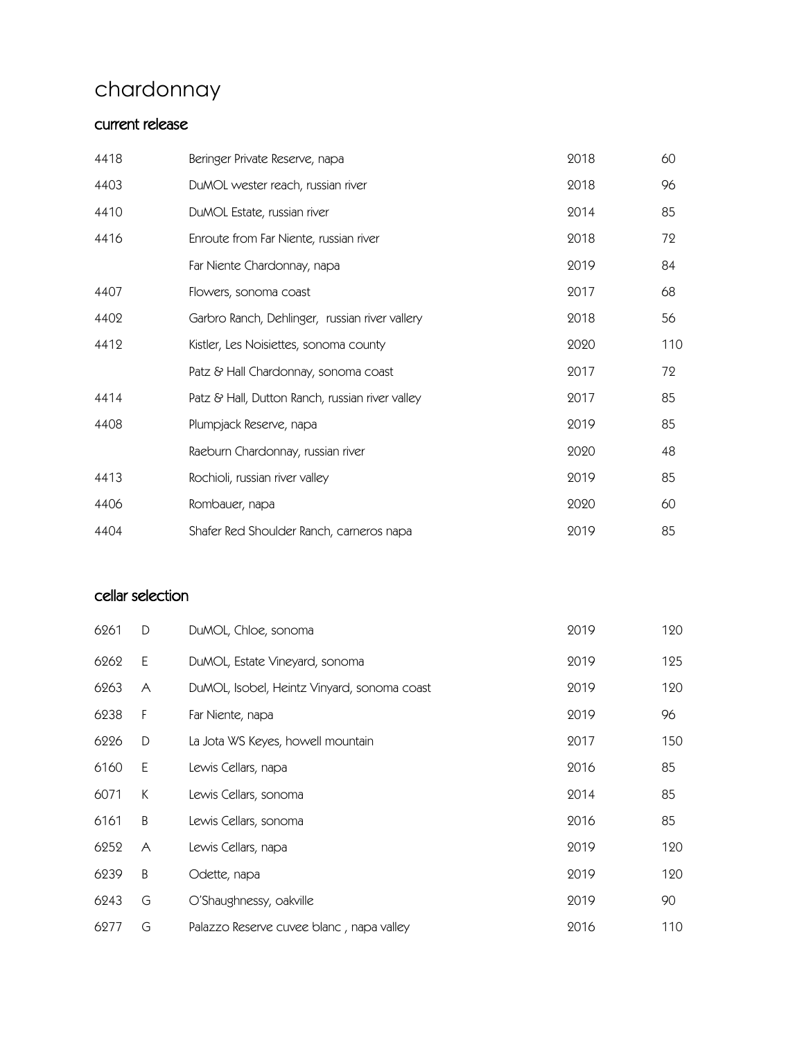# chardonnay

## current release

| | | | |
|---|---|---|---|
| 4418 | Beringer Private Reserve, napa | 2018 | 60 |
| 4403 | DuMOL wester reach, russian river | 2018 | 96 |
| 4410 | DuMOL Estate, russian river | 2014 | 85 |
| 4416 | Enroute from Far Niente, russian river | 2018 | 72 |
| | Far Niente Chardonnay, napa | 2019 | 84 |
| 4407 | Flowers, sonoma coast | 2017 | 68 |
| 4402 | Garbro Ranch, Dehlinger, russian river vallery | 2018 | 56 |
| 4412 | Kistler, Les Noisiettes, sonoma county | 2020 | 110 |
| | Patz & Hall Chardonnay, sonoma coast | 2017 | 72 |
| 4414 | Patz & Hall, Dutton Ranch, russian river valley | 2017 | 85 |
| 4408 | Plumpjack Reserve, napa | 2019 | 85 |
| | Raeburn Chardonnay, russian river | 2020 | 48 |
| 4413 | Rochioli, russian river valley | 2019 | 85 |
| 4406 | Rombauer, napa | 2020 | 60 |
| 4404 | Shafer Red Shoulder Ranch, carneros napa | 2019 | 85 |

## cellar selection

| | | | | |
|---|---|---|---|---|
| 6261 | D | DuMOL, Chloe, sonoma | 2019 | 120 |
| 6262 | E | DuMOL, Estate Vineyard, sonoma | 2019 | 125 |
| 6263 | A | DuMOL, Isobel, Heintz Vinyard, sonoma coast | 2019 | 120 |
| 6238 | F | Far Niente, napa | 2019 | 96 |
| 6226 | D | La Jota WS Keyes, howell mountain | 2017 | 150 |
| 6160 | E | Lewis Cellars, napa | 2016 | 85 |
| 6071 | K | Lewis Cellars, sonoma | 2014 | 85 |
| 6161 | B | Lewis Cellars, sonoma | 2016 | 85 |
| 6252 | A | Lewis Cellars, napa | 2019 | 120 |
| 6239 | B | Odette, napa | 2019 | 120 |
| 6243 | G | O'Shaughnessy, oakville | 2019 | 90 |
| 6277 | G | Palazzo Reserve cuvee blanc , napa valley | 2016 | 110 |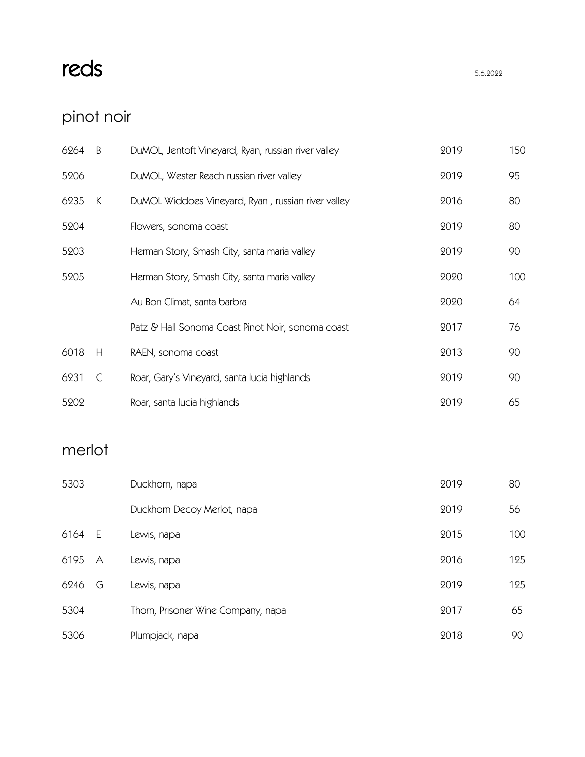# reds

5.6.2022

## pinot noir

| | | | | |
|---|---|---|---|---|
| 6264 | B | DuMOL, Jentoft Vineyard, Ryan, russian river valley | 2019 | 150 |
| 5206 | | DuMOL, Wester Reach russian river valley | 2019 | 95 |
| 6235 | K | DuMOL Widdoes Vineyard, Ryan , russian river valley | 2016 | 80 |
| 5204 | | Flowers, sonoma coast | 2019 | 80 |
| 5203 | | Herman Story, Smash City, santa maria valley | 2019 | 90 |
| 5205 | | Herman Story, Smash City, santa maria valley | 2020 | 100 |
| | | Au Bon Climat, santa barbra | 2020 | 64 |
| | | Patz & Hall Sonoma Coast Pinot Noir, sonoma coast | 2017 | 76 |
| 6018 | H | RAEN, sonoma coast | 2013 | 90 |
| 6231 | C | Roar, Gary's Vineyard, santa lucia highlands | 2019 | 90 |
| 5202 | | Roar, santa lucia highlands | 2019 | 65 |

## merlot

| | | | | |
|---|---|---|---|---|
| 5303 | | Duckhorn, napa | 2019 | 80 |
| | | Duckhorn Decoy Merlot, napa | 2019 | 56 |
| 6164 | E | Lewis, napa | 2015 | 100 |
| 6195 | A | Lewis, napa | 2016 | 125 |
| 6246 | G | Lewis, napa | 2019 | 125 |
| 5304 | | Thorn, Prisoner Wine Company, napa | 2017 | 65 |
| 5306 | | Plumpjack, napa | 2018 | 90 |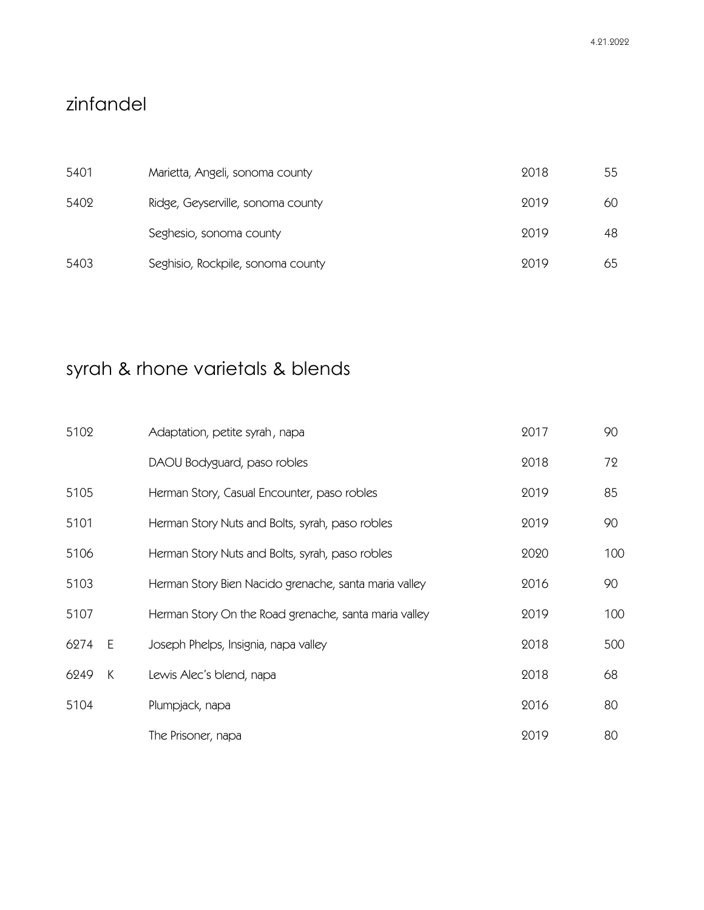4.21.2022

## zinfandel

| | | | | |
|---|---|---|---|---|
| 5401 | | Marietta, Angeli, sonoma county | 2018 | 55 |
| 5402 | | Ridge, Geyserville, sonoma county | 2019 | 60 |
| | | Seghesio, sonoma county | 2019 | 48 |
| 5403 | | Seghisio, Rockpile, sonoma county | 2019 | 65 |

## syrah & rhone varietals & blends

| | | | | |
|---|---|---|---|---|
| 5102 | | Adaptation, petite syrah, napa | 2017 | 90 |
| | | DAOU Bodyguard, paso robles | 2018 | 72 |
| 5105 | | Herman Story, Casual Encounter, paso robles | 2019 | 85 |
| 5101 | | Herman Story Nuts and Bolts, syrah, paso robles | 2019 | 90 |
| 5106 | | Herman Story Nuts and Bolts, syrah, paso robles | 2020 | 100 |
| 5103 | | Herman Story Bien Nacido grenache, santa maria valley | 2016 | 90 |
| 5107 | | Herman Story On the Road grenache, santa maria valley | 2019 | 100 |
| 6274 | E | Joseph Phelps, Insignia, napa valley | 2018 | 500 |
| 6249 | K | Lewis Alec's blend, napa | 2018 | 68 |
| 5104 | | Plumpjack, napa | 2016 | 80 |
| | | The Prisoner, napa | 2019 | 80 |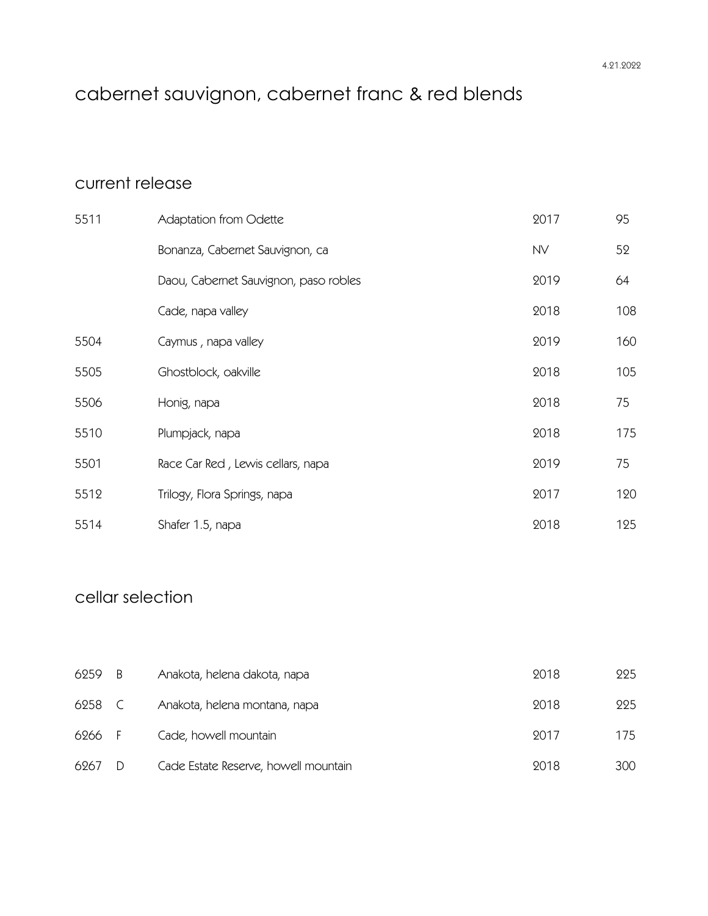4.21.2022

# cabernet sauvignon, cabernet franc & red blends

## current release

| | | | |
|---|---|---|---|
| 5511 | Adaptation from Odette | 2017 | 95 |
| | Bonanza, Cabernet Sauvignon, ca | NV | 52 |
| | Daou, Cabernet Sauvignon, paso robles | 2019 | 64 |
| | Cade, napa valley | 2018 | 108 |
| 5504 | Caymus , napa valley | 2019 | 160 |
| 5505 | Ghostblock, oakville | 2018 | 105 |
| 5506 | Honig, napa | 2018 | 75 |
| 5510 | Plumpjack, napa | 2018 | 175 |
| 5501 | Race Car Red , Lewis cellars, napa | 2019 | 75 |
| 5512 | Trilogy, Flora Springs, napa | 2017 | 120 |
| 5514 | Shafer 1.5, napa | 2018 | 125 |

## cellar selection

| | | | | |
|---|---|---|---|---|
| 6259 | B | Anakota, helena dakota, napa | 2018 | 225 |
| 6258 | C | Anakota, helena montana, napa | 2018 | 225 |
| 6266 | F | Cade, howell mountain | 2017 | 175 |
| 6267 | D | Cade Estate Reserve, howell mountain | 2018 | 300 |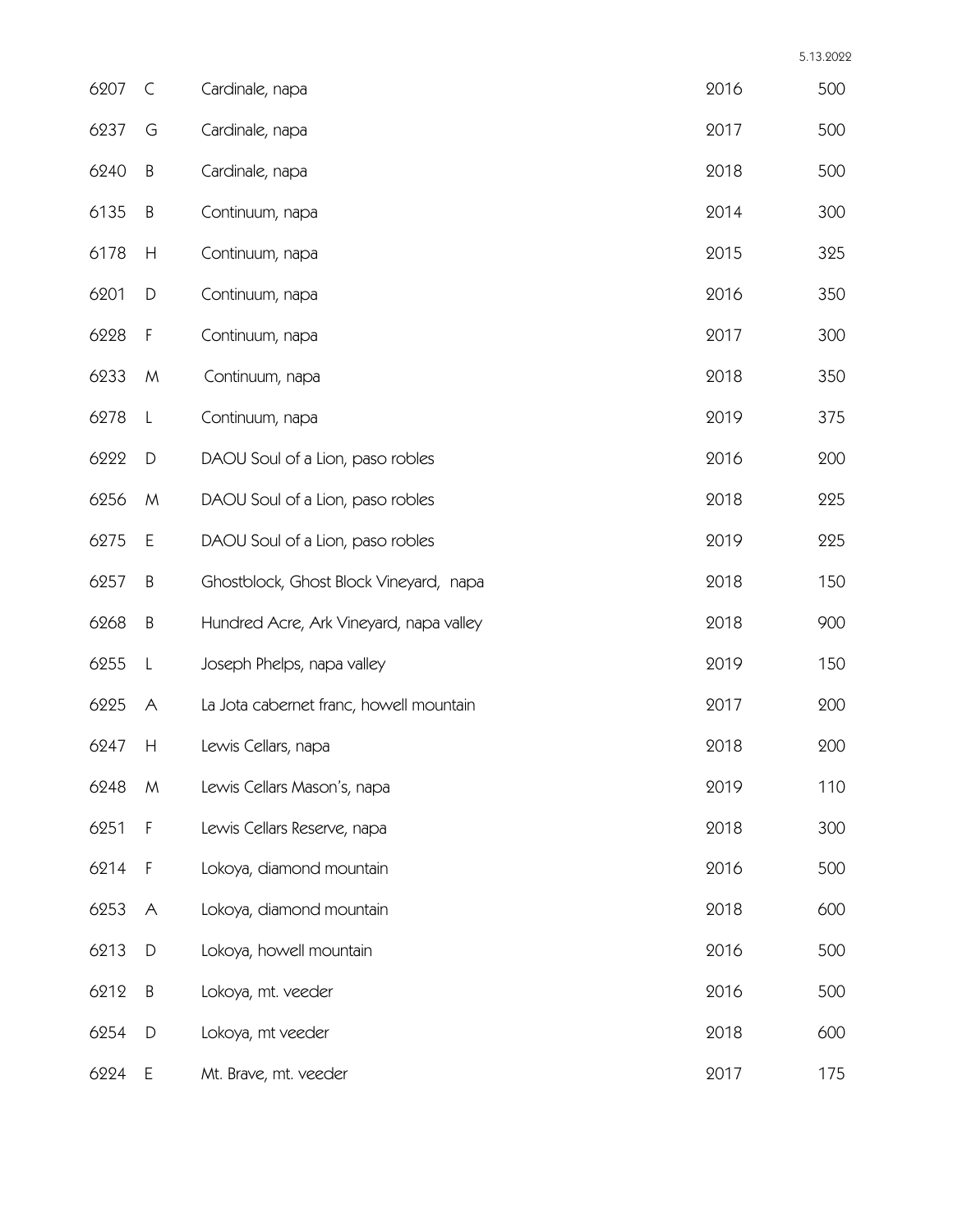5.13.2022

| | | | | |
|---|---|---|---|---|
| 6207 | C | Cardinale, napa | 2016 | 500 |
| 6237 | G | Cardinale, napa | 2017 | 500 |
| 6240 | B | Cardinale, napa | 2018 | 500 |
| 6135 | B | Continuum, napa | 2014 | 300 |
| 6178 | H | Continuum, napa | 2015 | 325 |
| 6201 | D | Continuum, napa | 2016 | 350 |
| 6228 | F | Continuum, napa | 2017 | 300 |
| 6233 | M | Continuum, napa | 2018 | 350 |
| 6278 | L | Continuum, napa | 2019 | 375 |
| 6222 | D | DAOU Soul of a Lion, paso robles | 2016 | 200 |
| 6256 | M | DAOU Soul of a Lion, paso robles | 2018 | 225 |
| 6275 | E | DAOU Soul of a Lion, paso robles | 2019 | 225 |
| 6257 | B | Ghostblock, Ghost Block Vineyard, napa | 2018 | 150 |
| 6268 | B | Hundred Acre, Ark Vineyard, napa valley | 2018 | 900 |
| 6255 | L | Joseph Phelps, napa valley | 2019 | 150 |
| 6225 | A | La Jota cabernet franc, howell mountain | 2017 | 200 |
| 6247 | H | Lewis Cellars, napa | 2018 | 200 |
| 6248 | M | Lewis Cellars Mason's, napa | 2019 | 110 |
| 6251 | F | Lewis Cellars Reserve, napa | 2018 | 300 |
| 6214 | F | Lokoya, diamond mountain | 2016 | 500 |
| 6253 | A | Lokoya, diamond mountain | 2018 | 600 |
| 6213 | D | Lokoya, howell mountain | 2016 | 500 |
| 6212 | B | Lokoya, mt. veeder | 2016 | 500 |
| 6254 | D | Lokoya, mt veeder | 2018 | 600 |
| 6224 | E | Mt. Brave, mt. veeder | 2017 | 175 |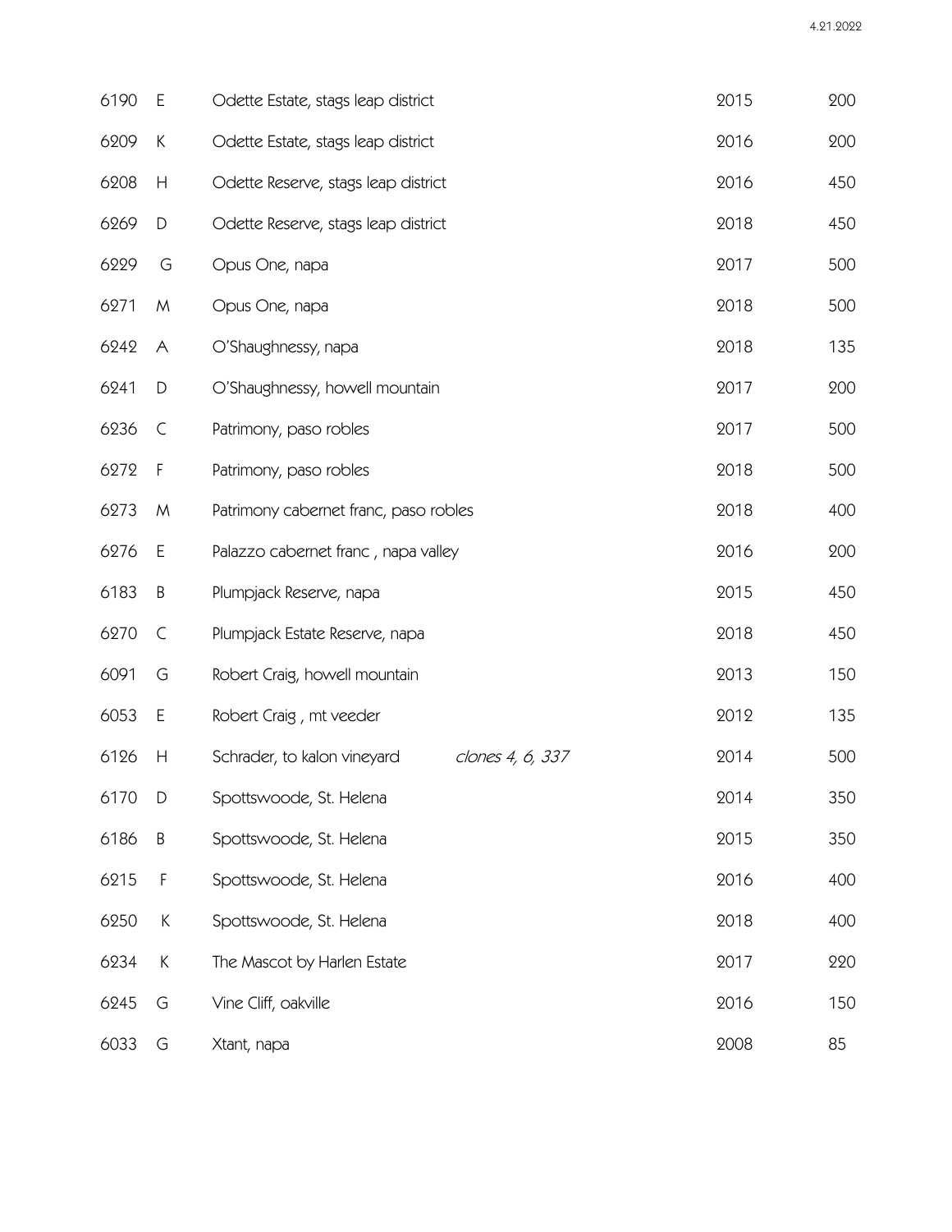| | | | | |
|---|---|---|---|---|
| 6190 | E | Odette Estate, stags leap district | 2015 | 200 |
| 6209 | K | Odette Estate, stags leap district | 2016 | 200 |
| 6208 | H | Odette Reserve, stags leap district | 2016 | 450 |
| 6269 | D | Odette Reserve, stags leap district | 2018 | 450 |
| 6229 | G | Opus One, napa | 2017 | 500 |
| 6271 | M | Opus One, napa | 2018 | 500 |
| 6242 | A | O'Shaughnessy, napa | 2018 | 135 |
| 6241 | D | O'Shaughnessy, howell mountain | 2017 | 200 |
| 6236 | C | Patrimony, paso robles | 2017 | 500 |
| 6272 | F | Patrimony, paso robles | 2018 | 500 |
| 6273 | M | Patrimony cabernet franc, paso robles | 2018 | 400 |
| 6276 | E | Palazzo cabernet franc , napa valley | 2016 | 200 |
| 6183 | B | Plumpjack Reserve, napa | 2015 | 450 |
| 6270 | C | Plumpjack Estate Reserve, napa | 2018 | 450 |
| 6091 | G | Robert Craig, howell mountain | 2013 | 150 |
| 6053 | E | Robert Craig , mt veeder | 2012 | 135 |
| 6126 | H | Schrader, to kalon vineyard *clones 4, 6, 337* | 2014 | 500 |
| 6170 | D | Spottswoode, St. Helena | 2014 | 350 |
| 6186 | B | Spottswoode, St. Helena | 2015 | 350 |
| 6215 | F | Spottswoode, St. Helena | 2016 | 400 |
| 6250 | K | Spottswoode, St. Helena | 2018 | 400 |
| 6234 | K | The Mascot by Harlen Estate | 2017 | 220 |
| 6245 | G | Vine Cliff, oakville | 2016 | 150 |
| 6033 | G | Xtant, napa | 2008 | 85 |